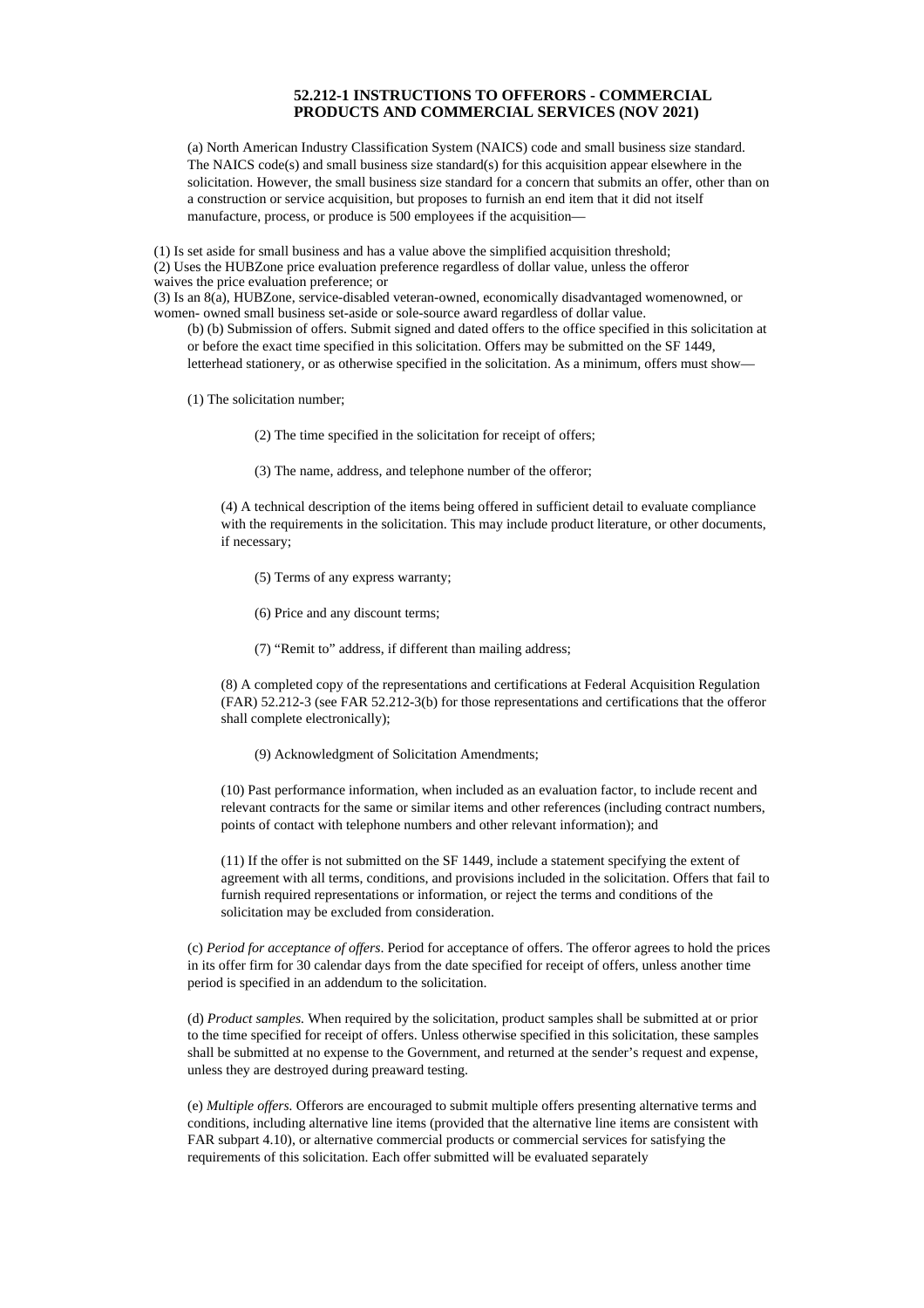## 52.212-1 INSTRUCTIONS TO OFFERORS - COMMERCIAL PRODUCTS AND COMMERCIAL SERVICES (NOV 2021)

(a) North American Industry Classification System (NAICS) code and small business size standard. The NAICS code(s) and small business size standard(s) for this acquisition appear elsewhere in the solicitation. However, the small business size standard for a concern that submits an offer, other than on a construction or service acquisition, but proposes to furnish an end item that it did not itself manufacture, process, or produce is 500 employees if the acquisition—

(1) Is set aside for small business and has a value above the simplified acquisition threshold;
(2) Uses the HUBZone price evaluation preference regardless of dollar value, unless the offeror waives the price evaluation preference; or
(3) Is an 8(a), HUBZone, service-disabled veteran-owned, economically disadvantaged womenowned, or women- owned small business set-aside or sole-source award regardless of dollar value.

(b) (b) Submission of offers. Submit signed and dated offers to the office specified in this solicitation at or before the exact time specified in this solicitation. Offers may be submitted on the SF 1449, letterhead stationery, or as otherwise specified in the solicitation. As a minimum, offers must show—

(1) The solicitation number;

(2) The time specified in the solicitation for receipt of offers;

(3) The name, address, and telephone number of the offeror;

(4) A technical description of the items being offered in sufficient detail to evaluate compliance with the requirements in the solicitation. This may include product literature, or other documents, if necessary;

(5) Terms of any express warranty;

(6) Price and any discount terms;

(7) "Remit to" address, if different than mailing address;

(8) A completed copy of the representations and certifications at Federal Acquisition Regulation (FAR) 52.212-3 (see FAR 52.212-3(b) for those representations and certifications that the offeror shall complete electronically);

(9) Acknowledgment of Solicitation Amendments;

(10) Past performance information, when included as an evaluation factor, to include recent and relevant contracts for the same or similar items and other references (including contract numbers, points of contact with telephone numbers and other relevant information); and

(11) If the offer is not submitted on the SF 1449, include a statement specifying the extent of agreement with all terms, conditions, and provisions included in the solicitation. Offers that fail to furnish required representations or information, or reject the terms and conditions of the solicitation may be excluded from consideration.

(c) *Period for acceptance of offers*. Period for acceptance of offers. The offeror agrees to hold the prices in its offer firm for 30 calendar days from the date specified for receipt of offers, unless another time period is specified in an addendum to the solicitation.

(d) *Product samples.* When required by the solicitation, product samples shall be submitted at or prior to the time specified for receipt of offers. Unless otherwise specified in this solicitation, these samples shall be submitted at no expense to the Government, and returned at the sender's request and expense, unless they are destroyed during preaward testing.

(e) *Multiple offers.* Offerors are encouraged to submit multiple offers presenting alternative terms and conditions, including alternative line items (provided that the alternative line items are consistent with FAR subpart 4.10), or alternative commercial products or commercial services for satisfying the requirements of this solicitation. Each offer submitted will be evaluated separately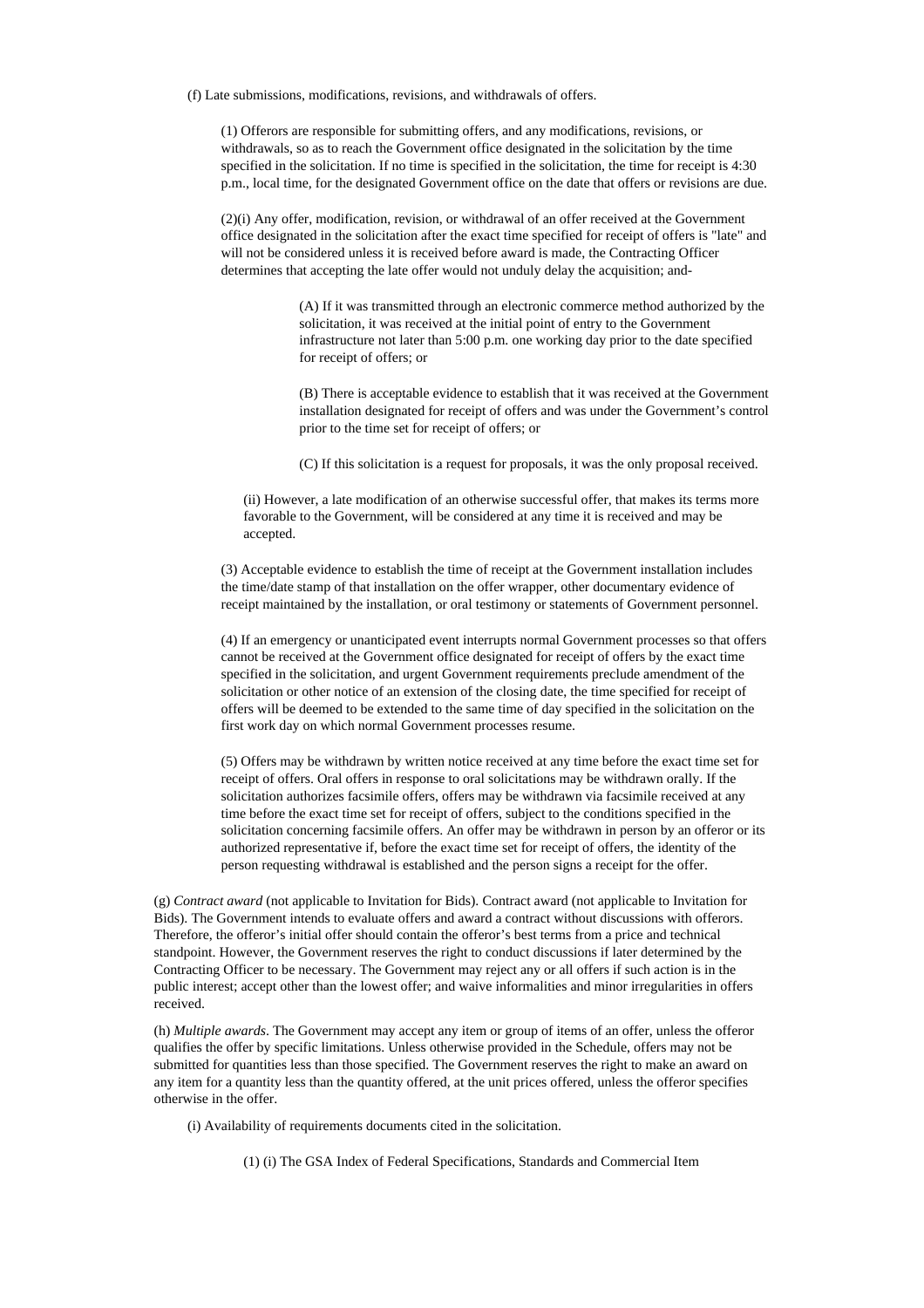(f) Late submissions, modifications, revisions, and withdrawals of offers.

(1) Offerors are responsible for submitting offers, and any modifications, revisions, or withdrawals, so as to reach the Government office designated in the solicitation by the time specified in the solicitation. If no time is specified in the solicitation, the time for receipt is 4:30 p.m., local time, for the designated Government office on the date that offers or revisions are due.

(2)(i) Any offer, modification, revision, or withdrawal of an offer received at the Government office designated in the solicitation after the exact time specified for receipt of offers is "late" and will not be considered unless it is received before award is made, the Contracting Officer determines that accepting the late offer would not unduly delay the acquisition; and-

(A) If it was transmitted through an electronic commerce method authorized by the solicitation, it was received at the initial point of entry to the Government infrastructure not later than 5:00 p.m. one working day prior to the date specified for receipt of offers; or

(B) There is acceptable evidence to establish that it was received at the Government installation designated for receipt of offers and was under the Government's control prior to the time set for receipt of offers; or

(C) If this solicitation is a request for proposals, it was the only proposal received.

(ii) However, a late modification of an otherwise successful offer, that makes its terms more favorable to the Government, will be considered at any time it is received and may be accepted.

(3) Acceptable evidence to establish the time of receipt at the Government installation includes the time/date stamp of that installation on the offer wrapper, other documentary evidence of receipt maintained by the installation, or oral testimony or statements of Government personnel.

(4) If an emergency or unanticipated event interrupts normal Government processes so that offers cannot be received at the Government office designated for receipt of offers by the exact time specified in the solicitation, and urgent Government requirements preclude amendment of the solicitation or other notice of an extension of the closing date, the time specified for receipt of offers will be deemed to be extended to the same time of day specified in the solicitation on the first work day on which normal Government processes resume.

(5) Offers may be withdrawn by written notice received at any time before the exact time set for receipt of offers. Oral offers in response to oral solicitations may be withdrawn orally. If the solicitation authorizes facsimile offers, offers may be withdrawn via facsimile received at any time before the exact time set for receipt of offers, subject to the conditions specified in the solicitation concerning facsimile offers. An offer may be withdrawn in person by an offeror or its authorized representative if, before the exact time set for receipt of offers, the identity of the person requesting withdrawal is established and the person signs a receipt for the offer.

(g) *Contract award* (not applicable to Invitation for Bids). Contract award (not applicable to Invitation for Bids). The Government intends to evaluate offers and award a contract without discussions with offerors. Therefore, the offeror's initial offer should contain the offeror's best terms from a price and technical standpoint. However, the Government reserves the right to conduct discussions if later determined by the Contracting Officer to be necessary. The Government may reject any or all offers if such action is in the public interest; accept other than the lowest offer; and waive informalities and minor irregularities in offers received.

(h) *Multiple awards*. The Government may accept any item or group of items of an offer, unless the offeror qualifies the offer by specific limitations. Unless otherwise provided in the Schedule, offers may not be submitted for quantities less than those specified. The Government reserves the right to make an award on any item for a quantity less than the quantity offered, at the unit prices offered, unless the offeror specifies otherwise in the offer.

(i) Availability of requirements documents cited in the solicitation.

(1) (i) The GSA Index of Federal Specifications, Standards and Commercial Item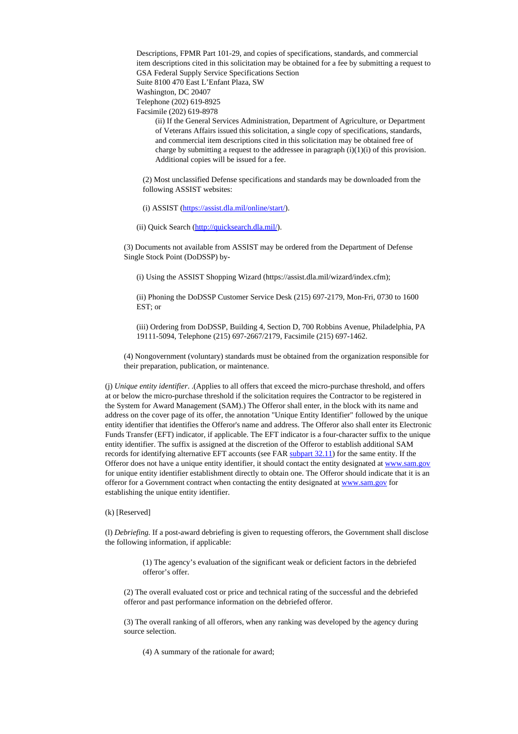Descriptions, FPMR Part 101-29, and copies of specifications, standards, and commercial item descriptions cited in this solicitation may be obtained for a fee by submitting a request to
GSA Federal Supply Service Specifications Section
Suite 8100 470 East L'Enfant Plaza, SW
Washington, DC 20407
Telephone (202) 619-8925
Facsimile (202) 619-8978

(ii) If the General Services Administration, Department of Agriculture, or Department of Veterans Affairs issued this solicitation, a single copy of specifications, standards, and commercial item descriptions cited in this solicitation may be obtained free of charge by submitting a request to the addressee in paragraph (i)(1)(i) of this provision. Additional copies will be issued for a fee.

(2) Most unclassified Defense specifications and standards may be downloaded from the following ASSIST websites:

(i) ASSIST (https://assist.dla.mil/online/start/).

(ii) Quick Search (http://quicksearch.dla.mil/).

(3) Documents not available from ASSIST may be ordered from the Department of Defense Single Stock Point (DoDSSP) by-

(i) Using the ASSIST Shopping Wizard (https://assist.dla.mil/wizard/index.cfm);

(ii) Phoning the DoDSSP Customer Service Desk (215) 697-2179, Mon-Fri, 0730 to 1600 EST; or

(iii) Ordering from DoDSSP, Building 4, Section D, 700 Robbins Avenue, Philadelphia, PA 19111-5094, Telephone (215) 697-2667/2179, Facsimile (215) 697-1462.

(4) Nongovernment (voluntary) standards must be obtained from the organization responsible for their preparation, publication, or maintenance.

(j) *Unique entity identifier*. .(Applies to all offers that exceed the micro-purchase threshold, and offers at or below the micro-purchase threshold if the solicitation requires the Contractor to be registered in the System for Award Management (SAM).) The Offeror shall enter, in the block with its name and address on the cover page of its offer, the annotation "Unique Entity Identifier" followed by the unique entity identifier that identifies the Offeror's name and address. The Offeror also shall enter its Electronic Funds Transfer (EFT) indicator, if applicable. The EFT indicator is a four-character suffix to the unique entity identifier. The suffix is assigned at the discretion of the Offeror to establish additional SAM records for identifying alternative EFT accounts (see FAR subpart 32.11) for the same entity. If the Offeror does not have a unique entity identifier, it should contact the entity designated at www.sam.gov for unique entity identifier establishment directly to obtain one. The Offeror should indicate that it is an offeror for a Government contract when contacting the entity designated at www.sam.gov for establishing the unique entity identifier.

(k) [Reserved]

(l) *Debriefing.* If a post-award debriefing is given to requesting offerors, the Government shall disclose the following information, if applicable:

(1) The agency's evaluation of the significant weak or deficient factors in the debriefed offeror's offer.

(2) The overall evaluated cost or price and technical rating of the successful and the debriefed offeror and past performance information on the debriefed offeror.

(3) The overall ranking of all offerors, when any ranking was developed by the agency during source selection.

(4) A summary of the rationale for award;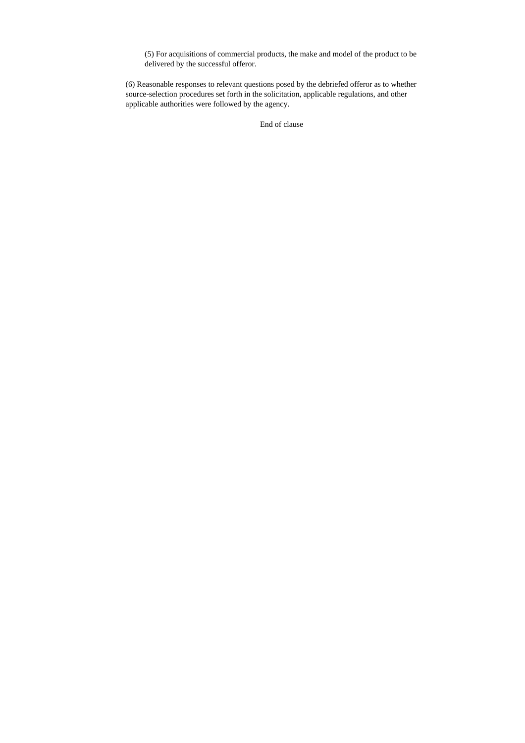(5) For acquisitions of commercial products, the make and model of the product to be delivered by the successful offeror.

(6) Reasonable responses to relevant questions posed by the debriefed offeror as to whether source-selection procedures set forth in the solicitation, applicable regulations, and other applicable authorities were followed by the agency.

End of clause